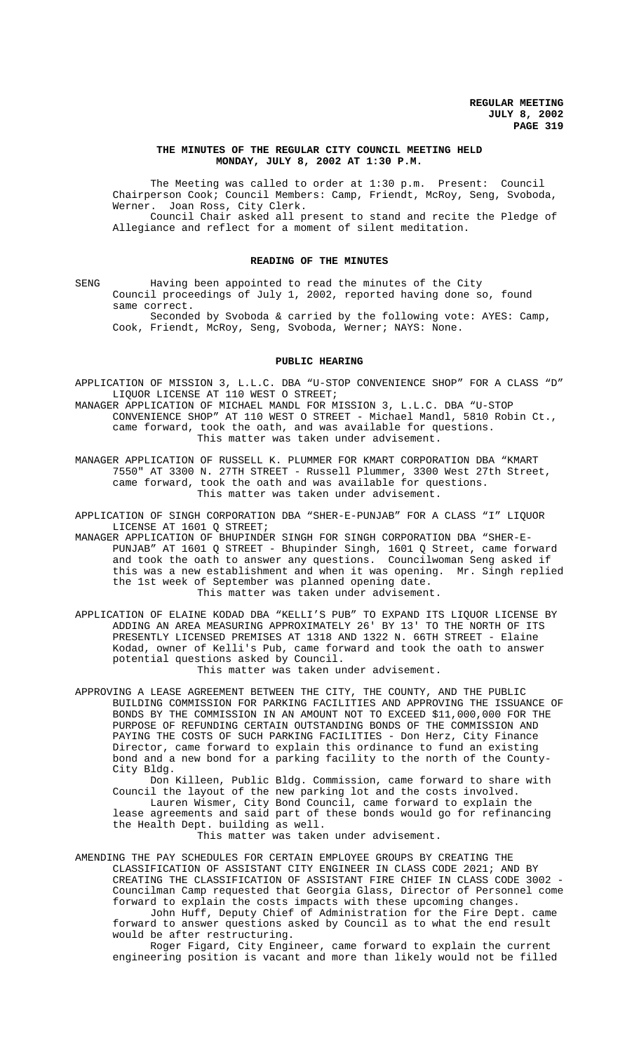# THE MINUTES OF THE REGULAR CITY COUNCIL MEETING HELD MONDAY, JULY 8, 2002 AT 1:30 P.M.

The Meeting was called to order at 1:30 p.m. Present: Council Chairperson Cook; Council Members: Camp, Friendt, McRoy, Seng, Svoboda, Werner. Joan Ross, City Clerk.

Council Chair asked all present to stand and recite the Pledge of Allegiance and reflect for a moment of silent meditation.

## READING OF THE MINUTES

SENG Having been appointed to read the minutes of the City Council proceedings of July 1, 2002, reported having done so, found same correct.

Seconded by Svoboda & carried by the following vote: AYES: Camp, Cook, Friendt, McRoy, Seng, Svoboda, Werner; NAYS: None.

## PUBLIC HEARING

APPLICATION OF MISSION 3, L.L.C. DBA "U-STOP CONVENIENCE SHOP" FOR A CLASS "D" LIQUOR LICENSE AT 110 WEST O STREET;

MANAGER APPLICATION OF MICHAEL MANDL FOR MISSION 3, L.L.C. DBA "U-STOP CONVENIENCE SHOP" AT 110 WEST O STREET - Michael Mandl, 5810 Robin Ct., came forward, took the oath, and was available for questions.

This matter was taken under advisement.

MANAGER APPLICATION OF RUSSELL K. PLUMMER FOR KMART CORPORATION DBA "KMART 7550" AT 3300 N. 27TH STREET - Russell Plummer, 3300 West 27th Street, came forward, took the oath and was available for questions.

This matter was taken under advisement.

APPLICATION OF SINGH CORPORATION DBA "SHER-E-PUNJAB" FOR A CLASS "I" LIQUOR LICENSE AT 1601 Q STREET;

MANAGER APPLICATION OF BHUPINDER SINGH FOR SINGH CORPORATION DBA "SHER-E-PUNJAB" AT 1601 Q STREET - Bhupinder Singh, 1601 Q Street, came forward and took the oath to answer any questions. Councilwoman Seng asked if this was a new establishment and when it was opening. Mr. Singh replied the 1st week of September was planned opening date.

This matter was taken under advisement.

APPLICATION OF ELAINE KODAD DBA "KELLI'S PUB" TO EXPAND ITS LIQUOR LICENSE BY ADDING AN AREA MEASURING APPROXIMATELY 26' BY 13' TO THE NORTH OF ITS PRESENTLY LICENSED PREMISES AT 1318 AND 1322 N. 66TH STREET - Elaine Kodad, owner of Kelli's Pub, came forward and took the oath to answer potential questions asked by Council.

This matter was taken under advisement.

APPROVING A LEASE AGREEMENT BETWEEN THE CITY, THE COUNTY, AND THE PUBLIC BUILDING COMMISSION FOR PARKING FACILITIES AND APPROVING THE ISSUANCE OF BONDS BY THE COMMISSION IN AN AMOUNT NOT TO EXCEED $11,000,000 FOR THE PURPOSE OF REFUNDING CERTAIN OUTSTANDING BONDS OF THE COMMISSION AND PAYING THE COSTS OF SUCH PARKING FACILITIES - Don Herz, City Finance Director, came forward to explain this ordinance to fund an existing bond and a new bond for a parking facility to the north of the County-City Bldg.

Don Killeen, Public Bldg. Commission, came forward to share with Council the layout of the new parking lot and the costs involved.

Lauren Wismer, City Bond Council, came forward to explain the lease agreements and said part of these bonds would go for refinancing the Health Dept. building as well.

This matter was taken under advisement.

AMENDING THE PAY SCHEDULES FOR CERTAIN EMPLOYEE GROUPS BY CREATING THE CLASSIFICATION OF ASSISTANT CITY ENGINEER IN CLASS CODE 2021; AND BY CREATING THE CLASSIFICATION OF ASSISTANT FIRE CHIEF IN CLASS CODE 3002 - Councilman Camp requested that Georgia Glass, Director of Personnel come forward to explain the costs impacts with these upcoming changes.

John Huff, Deputy Chief of Administration for the Fire Dept. came forward to answer questions asked by Council as to what the end result would be after restructuring.

Roger Figard, City Engineer, came forward to explain the current engineering position is vacant and more than likely would not be filled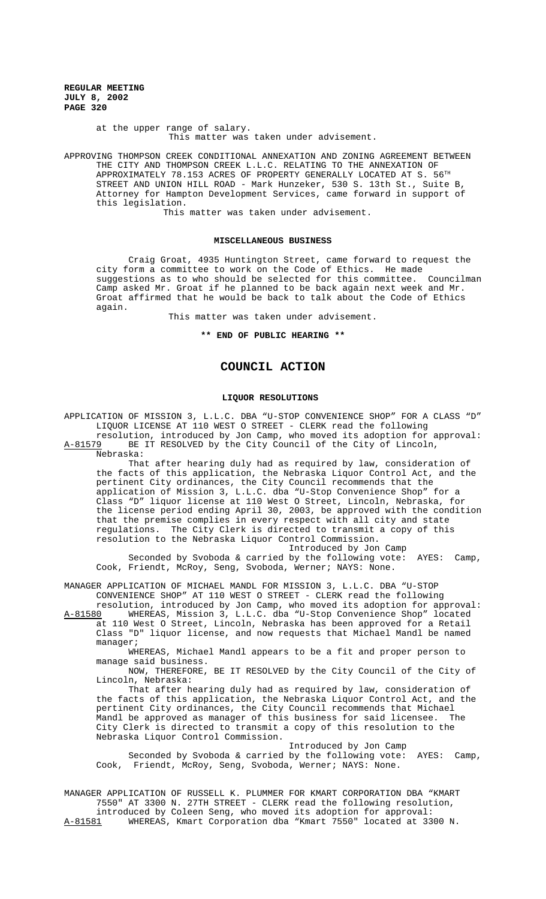at the upper range of salary.

This matter was taken under advisement.

APPROVING THOMPSON CREEK CONDITIONAL ANNEXATION AND ZONING AGREEMENT BETWEEN THE CITY AND THOMPSON CREEK L.L.C. RELATING TO THE ANNEXATION OF APPROXIMATELY 78.153 ACRES OF PROPERTY GENERALLY LOCATED AT S. 56TH STREET AND UNION HILL ROAD - Mark Hunzeker, 530 S. 13th St., Suite B, Attorney for Hampton Development Services, came forward in support of this legislation.

This matter was taken under advisement.

## MISCELLANEOUS BUSINESS

Craig Groat, 4935 Huntington Street, came forward to request the city form a committee to work on the Code of Ethics. He made suggestions as to who should be selected for this committee. Councilman Camp asked Mr. Groat if he planned to be back again next week and Mr. Groat affirmed that he would be back to talk about the Code of Ethics again.

This matter was taken under advisement.

**\*\* END OF PUBLIC HEARING \*\***

# COUNCIL ACTION

## LIQUOR RESOLUTIONS

APPLICATION OF MISSION 3, L.L.C. DBA "U-STOP CONVENIENCE SHOP" FOR A CLASS "D" LIQUOR LICENSE AT 110 WEST O STREET - CLERK read the following resolution, introduced by Jon Camp, who moved its adoption for approval:

A-81579 BE IT RESOLVED by the City Council of the City of Lincoln, Nebraska:

That after hearing duly had as required by law, consideration of the facts of this application, the Nebraska Liquor Control Act, and the pertinent City ordinances, the City Council recommends that the application of Mission 3, L.L.C. dba "U-Stop Convenience Shop" for a Class "D" liquor license at 110 West O Street, Lincoln, Nebraska, for the license period ending April 30, 2003, be approved with the condition that the premise complies in every respect with all city and state regulations. The City Clerk is directed to transmit a copy of this resolution to the Nebraska Liquor Control Commission.

Introduced by Jon Camp

Seconded by Svoboda & carried by the following vote: AYES: Camp, Cook, Friendt, McRoy, Seng, Svoboda, Werner; NAYS: None.

MANAGER APPLICATION OF MICHAEL MANDL FOR MISSION 3, L.L.C. DBA "U-STOP CONVENIENCE SHOP" AT 110 WEST O STREET - CLERK read the following resolution, introduced by Jon Camp, who moved its adoption for approval:

A-81580 WHEREAS, Mission 3, L.L.C. dba "U-Stop Convenience Shop" located at 110 West O Street, Lincoln, Nebraska has been approved for a Retail Class "D" liquor license, and now requests that Michael Mandl be named manager;

WHEREAS, Michael Mandl appears to be a fit and proper person to manage said business.

NOW, THEREFORE, BE IT RESOLVED by the City Council of the City of Lincoln, Nebraska:

That after hearing duly had as required by law, consideration of the facts of this application, the Nebraska Liquor Control Act, and the pertinent City ordinances, the City Council recommends that Michael Mandl be approved as manager of this business for said licensee. The City Clerk is directed to transmit a copy of this resolution to the Nebraska Liquor Control Commission.

Introduced by Jon Camp

Seconded by Svoboda & carried by the following vote: AYES: Camp, Cook, Friendt, McRoy, Seng, Svoboda, Werner; NAYS: None.

MANAGER APPLICATION OF RUSSELL K. PLUMMER FOR KMART CORPORATION DBA "KMART 7550" AT 3300 N. 27TH STREET - CLERK read the following resolution, introduced by Coleen Seng, who moved its adoption for approval:

A-81581 WHEREAS, Kmart Corporation dba "Kmart 7550" located at 3300 N.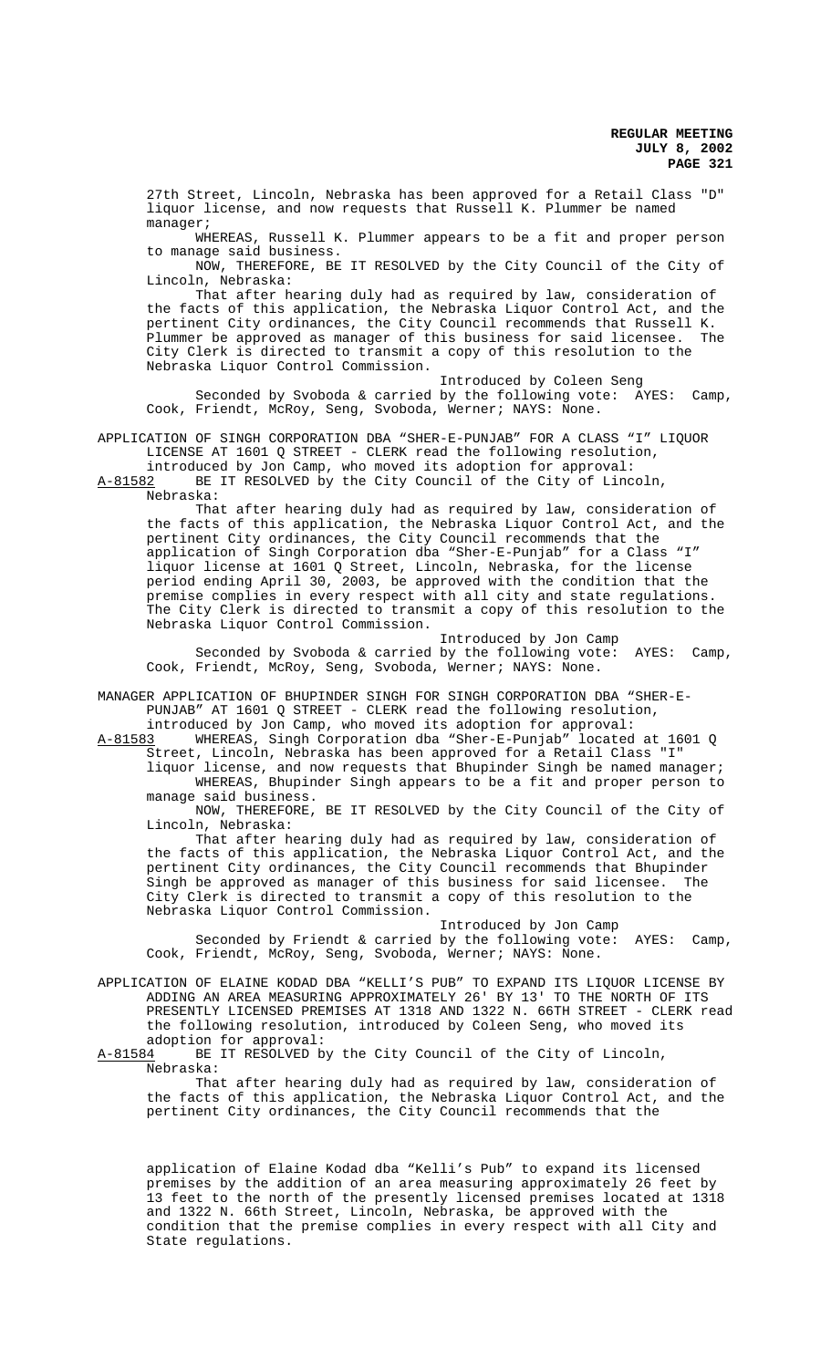27th Street, Lincoln, Nebraska has been approved for a Retail Class "D" liquor license, and now requests that Russell K. Plummer be named manager;

WHEREAS, Russell K. Plummer appears to be a fit and proper person to manage said business.

NOW, THEREFORE, BE IT RESOLVED by the City Council of the City of Lincoln, Nebraska:

That after hearing duly had as required by law, consideration of the facts of this application, the Nebraska Liquor Control Act, and the pertinent City ordinances, the City Council recommends that Russell K. Plummer be approved as manager of this business for said licensee. The City Clerk is directed to transmit a copy of this resolution to the Nebraska Liquor Control Commission.

Introduced by Coleen Seng

Seconded by Svoboda & carried by the following vote: AYES: Camp, Cook, Friendt, McRoy, Seng, Svoboda, Werner; NAYS: None.

APPLICATION OF SINGH CORPORATION DBA "SHER-E-PUNJAB" FOR A CLASS "I" LIQUOR LICENSE AT 1601 Q STREET - CLERK read the following resolution, introduced by Jon Camp, who moved its adoption for approval:

A-81582 BE IT RESOLVED by the City Council of the City of Lincoln, Nebraska:

That after hearing duly had as required by law, consideration of the facts of this application, the Nebraska Liquor Control Act, and the pertinent City ordinances, the City Council recommends that the application of Singh Corporation dba "Sher-E-Punjab" for a Class "I" liquor license at 1601 Q Street, Lincoln, Nebraska, for the license period ending April 30, 2003, be approved with the condition that the premise complies in every respect with all city and state regulations. The City Clerk is directed to transmit a copy of this resolution to the Nebraska Liquor Control Commission.

Introduced by Jon Camp

Seconded by Svoboda & carried by the following vote: AYES: Camp, Cook, Friendt, McRoy, Seng, Svoboda, Werner; NAYS: None.

MANAGER APPLICATION OF BHUPINDER SINGH FOR SINGH CORPORATION DBA "SHER-E-PUNJAB" AT 1601 Q STREET - CLERK read the following resolution, introduced by Jon Camp, who moved its adoption for approval:

A-81583 WHEREAS, Singh Corporation dba "Sher-E-Punjab" located at 1601 Q Street, Lincoln, Nebraska has been approved for a Retail Class "I" liquor license, and now requests that Bhupinder Singh be named manager;

WHEREAS, Bhupinder Singh appears to be a fit and proper person to manage said business.

NOW, THEREFORE, BE IT RESOLVED by the City Council of the City of Lincoln, Nebraska:

That after hearing duly had as required by law, consideration of the facts of this application, the Nebraska Liquor Control Act, and the pertinent City ordinances, the City Council recommends that Bhupinder Singh be approved as manager of this business for said licensee. The City Clerk is directed to transmit a copy of this resolution to the Nebraska Liquor Control Commission.

Introduced by Jon Camp

Seconded by Friendt & carried by the following vote: AYES: Camp, Cook, Friendt, McRoy, Seng, Svoboda, Werner; NAYS: None.

APPLICATION OF ELAINE KODAD DBA "KELLI'S PUB" TO EXPAND ITS LIQUOR LICENSE BY ADDING AN AREA MEASURING APPROXIMATELY 26' BY 13' TO THE NORTH OF ITS PRESENTLY LICENSED PREMISES AT 1318 AND 1322 N. 66TH STREET - CLERK read the following resolution, introduced by Coleen Seng, who moved its adoption for approval:

A-81584 BE IT RESOLVED by the City Council of the City of Lincoln, Nebraska:

That after hearing duly had as required by law, consideration of the facts of this application, the Nebraska Liquor Control Act, and the pertinent City ordinances, the City Council recommends that the application of Elaine Kodad dba "Kelli's Pub" to expand its licensed premises by the addition of an area measuring approximately 26 feet by 13 feet to the north of the presently licensed premises located at 1318 and 1322 N. 66th Street, Lincoln, Nebraska, be approved with the condition that the premise complies in every respect with all City and State regulations.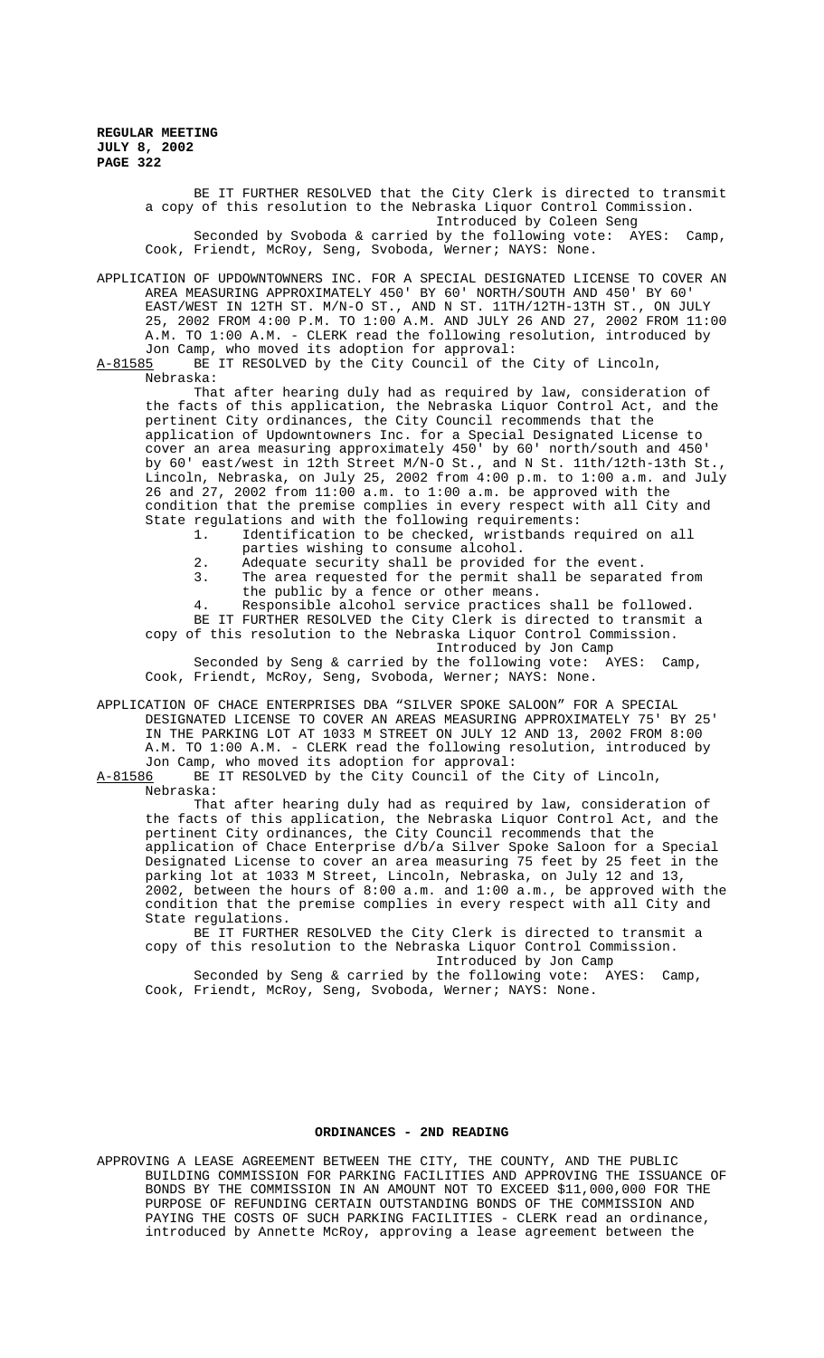BE IT FURTHER RESOLVED that the City Clerk is directed to transmit a copy of this resolution to the Nebraska Liquor Control Commission.

Introduced by Coleen Seng

Seconded by Svoboda & carried by the following vote: AYES: Camp, Cook, Friendt, McRoy, Seng, Svoboda, Werner; NAYS: None.

APPLICATION OF UPDOWNTOWNERS INC. FOR A SPECIAL DESIGNATED LICENSE TO COVER AN AREA MEASURING APPROXIMATELY 450' BY 60' NORTH/SOUTH AND 450' BY 60' EAST/WEST IN 12TH ST. M/N-O ST., AND N ST. 11TH/12TH-13TH ST., ON JULY 25, 2002 FROM 4:00 P.M. TO 1:00 A.M. AND JULY 26 AND 27, 2002 FROM 11:00 A.M. TO 1:00 A.M. - CLERK read the following resolution, introduced by Jon Camp, who moved its adoption for approval:

A-81585 BE IT RESOLVED by the City Council of the City of Lincoln, Nebraska:

That after hearing duly had as required by law, consideration of the facts of this application, the Nebraska Liquor Control Act, and the pertinent City ordinances, the City Council recommends that the application of Updowntowners Inc. for a Special Designated License to cover an area measuring approximately 450' by 60' north/south and 450' by 60' east/west in 12th Street M/N-O St., and N St. 11th/12th-13th St., Lincoln, Nebraska, on July 25, 2002 from 4:00 p.m. to 1:00 a.m. and July 26 and 27, 2002 from 11:00 a.m. to 1:00 a.m. be approved with the condition that the premise complies in every respect with all City and State regulations and with the following requirements:

1. Identification to be checked, wristbands required on all parties wishing to consume alcohol.
2. Adequate security shall be provided for the event.
3. The area requested for the permit shall be separated from the public by a fence or other means.
4. Responsible alcohol service practices shall be followed.

BE IT FURTHER RESOLVED the City Clerk is directed to transmit a copy of this resolution to the Nebraska Liquor Control Commission.

Introduced by Jon Camp

Seconded by Seng & carried by the following vote: AYES: Camp, Cook, Friendt, McRoy, Seng, Svoboda, Werner; NAYS: None.

APPLICATION OF CHACE ENTERPRISES DBA "SILVER SPOKE SALOON" FOR A SPECIAL DESIGNATED LICENSE TO COVER AN AREAS MEASURING APPROXIMATELY 75' BY 25' IN THE PARKING LOT AT 1033 M STREET ON JULY 12 AND 13, 2002 FROM 8:00 A.M. TO 1:00 A.M. - CLERK read the following resolution, introduced by Jon Camp, who moved its adoption for approval:

A-81586 BE IT RESOLVED by the City Council of the City of Lincoln, Nebraska:

That after hearing duly had as required by law, consideration of the facts of this application, the Nebraska Liquor Control Act, and the pertinent City ordinances, the City Council recommends that the application of Chace Enterprise d/b/a Silver Spoke Saloon for a Special Designated License to cover an area measuring 75 feet by 25 feet in the parking lot at 1033 M Street, Lincoln, Nebraska, on July 12 and 13, 2002, between the hours of 8:00 a.m. and 1:00 a.m., be approved with the condition that the premise complies in every respect with all City and State regulations.

BE IT FURTHER RESOLVED the City Clerk is directed to transmit a copy of this resolution to the Nebraska Liquor Control Commission.

Introduced by Jon Camp

Seconded by Seng & carried by the following vote: AYES: Camp, Cook, Friendt, McRoy, Seng, Svoboda, Werner; NAYS: None.

## ORDINANCES - 2ND READING

APPROVING A LEASE AGREEMENT BETWEEN THE CITY, THE COUNTY, AND THE PUBLIC BUILDING COMMISSION FOR PARKING FACILITIES AND APPROVING THE ISSUANCE OF BONDS BY THE COMMISSION IN AN AMOUNT NOT TO EXCEED $11,000,000 FOR THE PURPOSE OF REFUNDING CERTAIN OUTSTANDING BONDS OF THE COMMISSION AND PAYING THE COSTS OF SUCH PARKING FACILITIES - CLERK read an ordinance, introduced by Annette McRoy, approving a lease agreement between the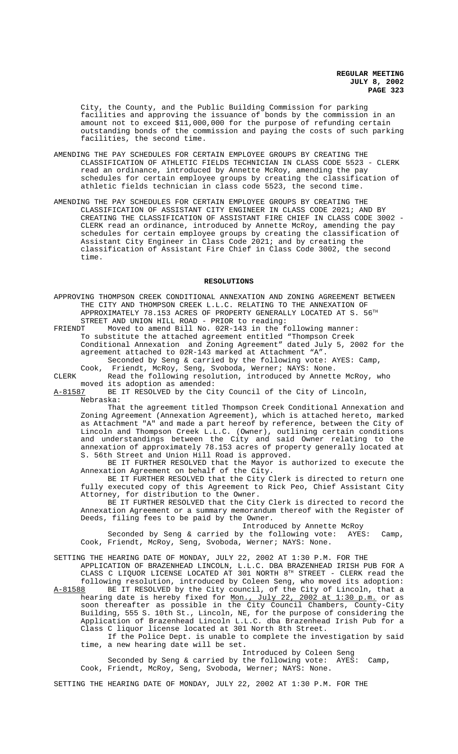City, the County, and the Public Building Commission for parking facilities and approving the issuance of bonds by the commission in an amount not to exceed $11,000,000 for the purpose of refunding certain outstanding bonds of the commission and paying the costs of such parking facilities, the second time.

AMENDING THE PAY SCHEDULES FOR CERTAIN EMPLOYEE GROUPS BY CREATING THE CLASSIFICATION OF ATHLETIC FIELDS TECHNICIAN IN CLASS CODE 5523 - CLERK read an ordinance, introduced by Annette McRoy, amending the pay schedules for certain employee groups by creating the classification of athletic fields technician in class code 5523, the second time.

AMENDING THE PAY SCHEDULES FOR CERTAIN EMPLOYEE GROUPS BY CREATING THE CLASSIFICATION OF ASSISTANT CITY ENGINEER IN CLASS CODE 2021; AND BY CREATING THE CLASSIFICATION OF ASSISTANT FIRE CHIEF IN CLASS CODE 3002 - CLERK read an ordinance, introduced by Annette McRoy, amending the pay schedules for certain employee groups by creating the classification of Assistant City Engineer in Class Code 2021; and by creating the classification of Assistant Fire Chief in Class Code 3002, the second time.

## RESOLUTIONS

APPROVING THOMPSON CREEK CONDITIONAL ANNEXATION AND ZONING AGREEMENT BETWEEN THE CITY AND THOMPSON CREEK L.L.C. RELATING TO THE ANNEXATION OF APPROXIMATELY 78.153 ACRES OF PROPERTY GENERALLY LOCATED AT S. 56TH STREET AND UNION HILL ROAD - PRIOR to reading:

FRIENDT Moved to amend Bill No. 02R-143 in the following manner: To substitute the attached agreement entitled "Thompson Creek Conditional Annexation and Zoning Agreement" dated July 5, 2002 for the agreement attached to 02R-143 marked at Attachment "A".

Seconded by Seng & carried by the following vote: AYES: Camp, Cook, Friendt, McRoy, Seng, Svoboda, Werner; NAYS: None.

CLERK Read the following resolution, introduced by Annette McRoy, who moved its adoption as amended:

A-81587 BE IT RESOLVED by the City Council of the City of Lincoln, Nebraska:

That the agreement titled Thompson Creek Conditional Annexation and Zoning Agreement (Annexation Agreement), which is attached hereto, marked as Attachment "A" and made a part hereof by reference, between the City of Lincoln and Thompson Creek L.L.C. (Owner), outlining certain conditions and understandings between the City and said Owner relating to the annexation of approximately 78.153 acres of property generally located at S. 56th Street and Union Hill Road is approved.

BE IT FURTHER RESOLVED that the Mayor is authorized to execute the Annexation Agreement on behalf of the City.

BE IT FURTHER RESOLVED that the City Clerk is directed to return one fully executed copy of this Agreement to Rick Peo, Chief Assistant City Attorney, for distribution to the Owner.

BE IT FURTHER RESOLVED that the City Clerk is directed to record the Annexation Agreement or a summary memorandum thereof with the Register of Deeds, filing fees to be paid by the Owner.

Introduced by Annette McRoy

Seconded by Seng & carried by the following vote: AYES: Camp, Cook, Friendt, McRoy, Seng, Svoboda, Werner; NAYS: None.

SETTING THE HEARING DATE OF MONDAY, JULY 22, 2002 AT 1:30 P.M. FOR THE APPLICATION OF BRAZENHEAD LINCOLN, L.L.C. DBA BRAZENHEAD IRISH PUB FOR A CLASS C LIQUOR LICENSE LOCATED AT 301 NORTH 8TH STREET - CLERK read the following resolution, introduced by Coleen Seng, who moved its adoption:

A-81588 BE IT RESOLVED by the City council, of the City of Lincoln, that a hearing date is hereby fixed for Mon., July 22, 2002 at 1:30 p.m. or as soon thereafter as possible in the City Council Chambers, County-City Building, 555 S. 10th St., Lincoln, NE, for the purpose of considering the Application of Brazenhead Lincoln L.L.C. dba Brazenhead Irish Pub for a Class C liquor license located at 301 North 8th Street.

If the Police Dept. is unable to complete the investigation by said time, a new hearing date will be set.

Introduced by Coleen Seng

Seconded by Seng & carried by the following vote: AYES: Camp, Cook, Friendt, McRoy, Seng, Svoboda, Werner; NAYS: None.

SETTING THE HEARING DATE OF MONDAY, JULY 22, 2002 AT 1:30 P.M. FOR THE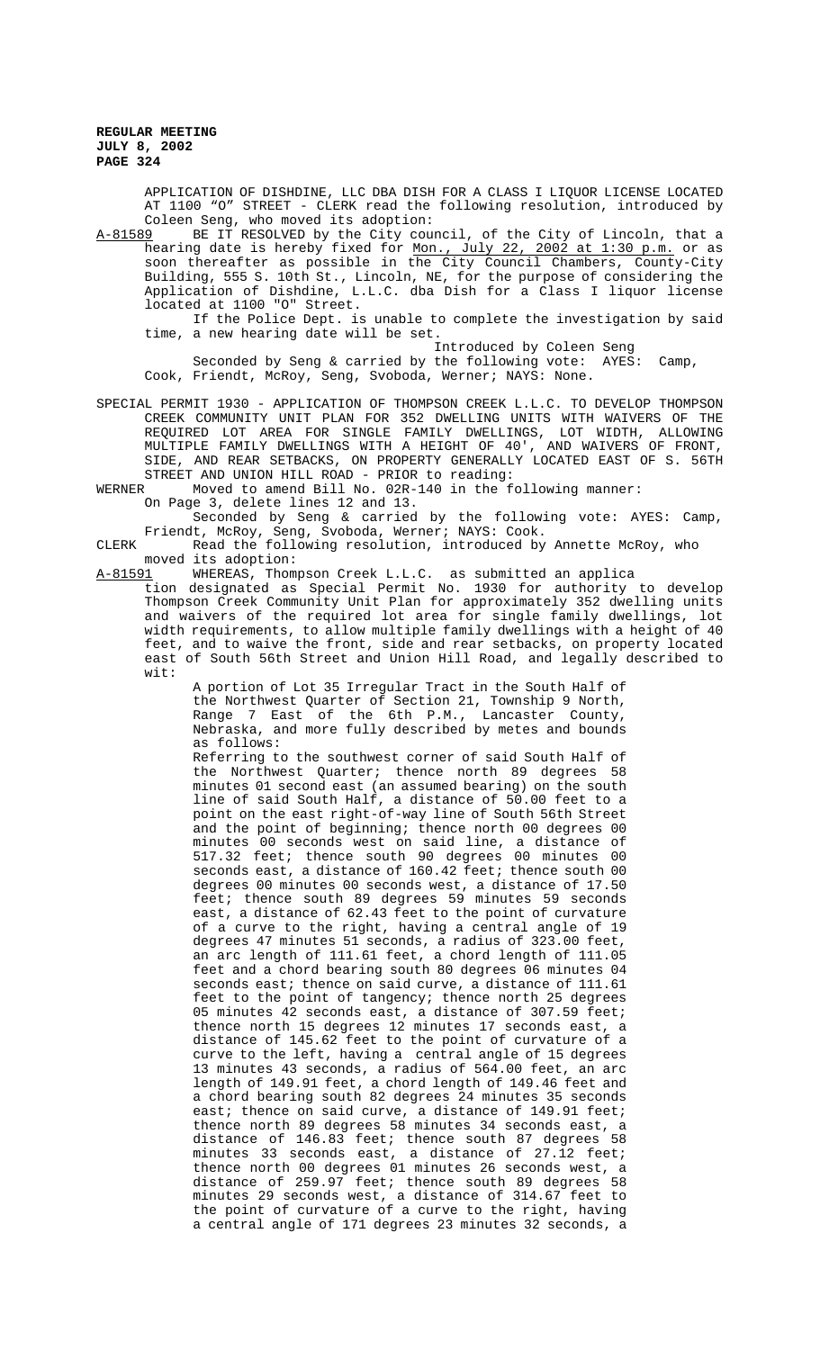APPLICATION OF DISHDINE, LLC DBA DISH FOR A CLASS I LIQUOR LICENSE LOCATED AT 1100 "O" STREET - CLERK read the following resolution, introduced by Coleen Seng, who moved its adoption:

A-81589 BE IT RESOLVED by the City council, of the City of Lincoln, that a hearing date is hereby fixed for Mon., July 22, 2002 at 1:30 p.m. or as soon thereafter as possible in the City Council Chambers, County-City Building, 555 S. 10th St., Lincoln, NE, for the purpose of considering the Application of Dishdine, L.L.C. dba Dish for a Class I liquor license located at 1100 "O" Street.

If the Police Dept. is unable to complete the investigation by said time, a new hearing date will be set.

Introduced by Coleen Seng

Seconded by Seng & carried by the following vote: AYES: Camp, Cook, Friendt, McRoy, Seng, Svoboda, Werner; NAYS: None.

SPECIAL PERMIT 1930 - APPLICATION OF THOMPSON CREEK L.L.C. TO DEVELOP THOMPSON CREEK COMMUNITY UNIT PLAN FOR 352 DWELLING UNITS WITH WAIVERS OF THE REQUIRED LOT AREA FOR SINGLE FAMILY DWELLINGS, LOT WIDTH, ALLOWING MULTIPLE FAMILY DWELLINGS WITH A HEIGHT OF 40', AND WAIVERS OF FRONT, SIDE, AND REAR SETBACKS, ON PROPERTY GENERALLY LOCATED EAST OF S. 56TH STREET AND UNION HILL ROAD - PRIOR to reading:

WERNER Moved to amend Bill No. 02R-140 in the following manner:

On Page 3, delete lines 12 and 13.

Seconded by Seng & carried by the following vote: AYES: Camp, Friendt, McRoy, Seng, Svoboda, Werner; NAYS: Cook.

CLERK Read the following resolution, introduced by Annette McRoy, who moved its adoption:

A-81591 WHEREAS, Thompson Creek L.L.C. as submitted an application designated as Special Permit No. 1930 for authority to develop Thompson Creek Community Unit Plan for approximately 352 dwelling units and waivers of the required lot area for single family dwellings, lot width requirements, to allow multiple family dwellings with a height of 40 feet, and to waive the front, side and rear setbacks, on property located east of South 56th Street and Union Hill Road, and legally described to wit:

A portion of Lot 35 Irregular Tract in the South Half of the Northwest Quarter of Section 21, Township 9 North, Range 7 East of the 6th P.M., Lancaster County, Nebraska, and more fully described by metes and bounds as follows:

Referring to the southwest corner of said South Half of the Northwest Quarter; thence north 89 degrees 58 minutes 01 second east (an assumed bearing) on the south line of said South Half, a distance of 50.00 feet to a point on the east right-of-way line of South 56th Street and the point of beginning; thence north 00 degrees 00 minutes 00 seconds west on said line, a distance of 517.32 feet; thence south 90 degrees 00 minutes 00 seconds east, a distance of 160.42 feet; thence south 00 degrees 00 minutes 00 seconds west, a distance of 17.50 feet; thence south 89 degrees 59 minutes 59 seconds east, a distance of 62.43 feet to the point of curvature of a curve to the right, having a central angle of 19 degrees 47 minutes 51 seconds, a radius of 323.00 feet, an arc length of 111.61 feet, a chord length of 111.05 feet and a chord bearing south 80 degrees 06 minutes 04 seconds east; thence on said curve, a distance of 111.61 feet to the point of tangency; thence north 25 degrees 05 minutes 42 seconds east, a distance of 307.59 feet; thence north 15 degrees 12 minutes 17 seconds east, a distance of 145.62 feet to the point of curvature of a curve to the left, having a central angle of 15 degrees 13 minutes 43 seconds, a radius of 564.00 feet, an arc length of 149.91 feet, a chord length of 149.46 feet and a chord bearing south 82 degrees 24 minutes 35 seconds east; thence on said curve, a distance of 149.91 feet; thence north 89 degrees 58 minutes 34 seconds east, a distance of 146.83 feet; thence south 87 degrees 58 minutes 33 seconds east, a distance of 27.12 feet; thence north 00 degrees 01 minutes 26 seconds west, a distance of 259.97 feet; thence south 89 degrees 58 minutes 29 seconds west, a distance of 314.67 feet to the point of curvature of a curve to the right, having a central angle of 171 degrees 23 minutes 32 seconds, a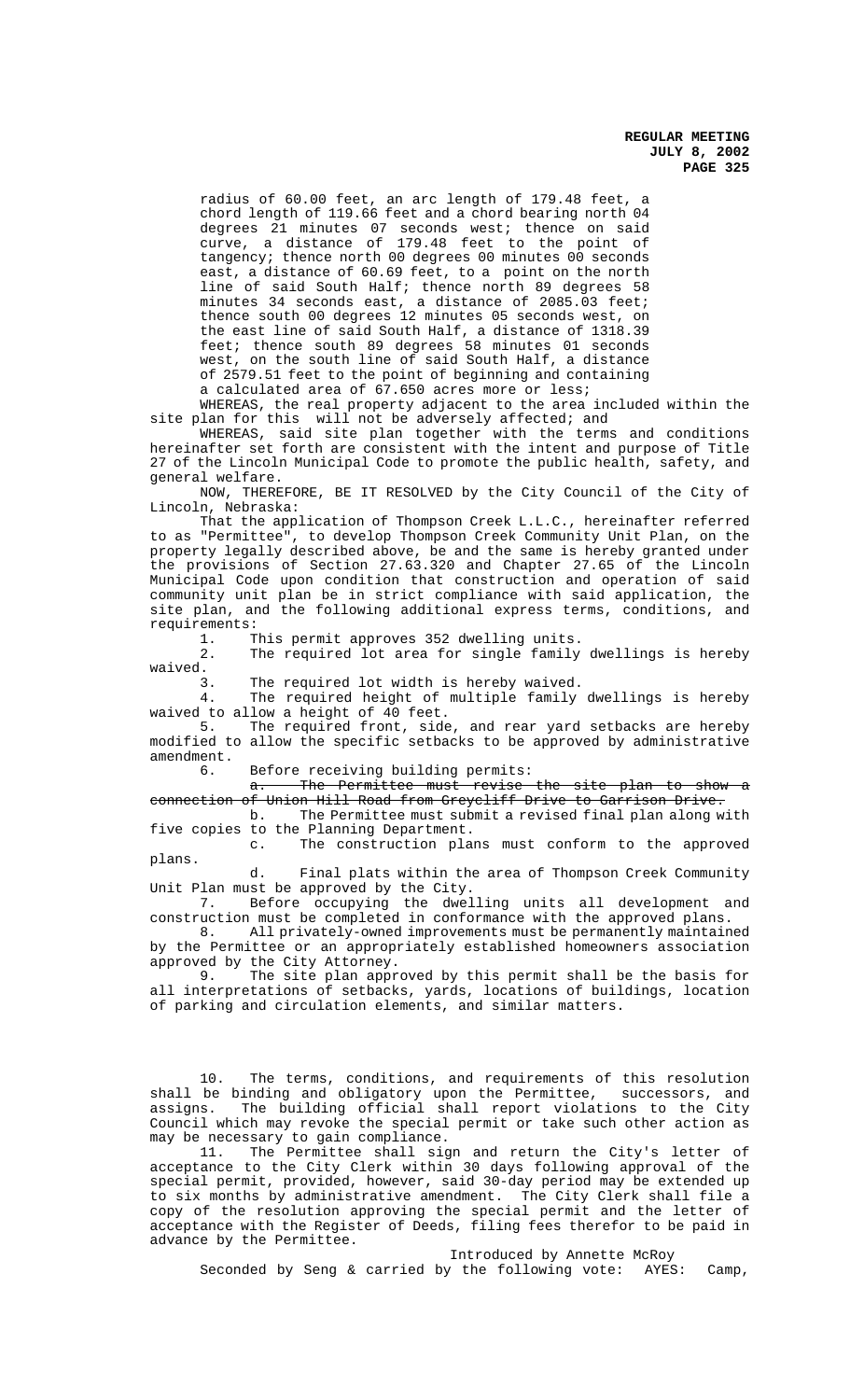radius of 60.00 feet, an arc length of 179.48 feet, a chord length of 119.66 feet and a chord bearing north 04 degrees 21 minutes 07 seconds west; thence on said curve, a distance of 179.48 feet to the point of tangency; thence north 00 degrees 00 minutes 00 seconds east, a distance of 60.69 feet, to a point on the north line of said South Half; thence north 89 degrees 58 minutes 34 seconds east, a distance of 2085.03 feet; thence south 00 degrees 12 minutes 05 seconds west, on the east line of said South Half, a distance of 1318.39 feet; thence south 89 degrees 58 minutes 01 seconds west, on the south line of said South Half, a distance of 2579.51 feet to the point of beginning and containing a calculated area of 67.650 acres more or less;

WHEREAS, the real property adjacent to the area included within the site plan for this will not be adversely affected; and

WHEREAS, said site plan together with the terms and conditions hereinafter set forth are consistent with the intent and purpose of Title 27 of the Lincoln Municipal Code to promote the public health, safety, and general welfare.

NOW, THEREFORE, BE IT RESOLVED by the City Council of the City of Lincoln, Nebraska:

That the application of Thompson Creek L.L.C., hereinafter referred to as "Permittee", to develop Thompson Creek Community Unit Plan, on the property legally described above, be and the same is hereby granted under the provisions of Section 27.63.320 and Chapter 27.65 of the Lincoln Municipal Code upon condition that construction and operation of said community unit plan be in strict compliance with said application, the site plan, and the following additional express terms, conditions, and requirements:

1. This permit approves 352 dwelling units.
2. The required lot area for single family dwellings is hereby waived.
3. The required lot width is hereby waived.
4. The required height of multiple family dwellings is hereby waived to allow a height of 40 feet.
5. The required front, side, and rear yard setbacks are hereby modified to allow the specific setbacks to be approved by administrative amendment.
6. Before receiving building permits:
   a. ~~The Permittee must revise the site plan to show a connection of Union Hill Road from Greycliff Drive to Garrison Drive.~~
   b. The Permittee must submit a revised final plan along with five copies to the Planning Department.
   c. The construction plans must conform to the approved plans.
   d. Final plats within the area of Thompson Creek Community Unit Plan must be approved by the City.
7. Before occupying the dwelling units all development and construction must be completed in conformance with the approved plans.
8. All privately-owned improvements must be permanently maintained by the Permittee or an appropriately established homeowners association approved by the City Attorney.
9. The site plan approved by this permit shall be the basis for all interpretations of setbacks, yards, locations of buildings, location of parking and circulation elements, and similar matters.
10. The terms, conditions, and requirements of this resolution shall be binding and obligatory upon the Permittee, successors, and assigns. The building official shall report violations to the City Council which may revoke the special permit or take such other action as may be necessary to gain compliance.
11. The Permittee shall sign and return the City's letter of acceptance to the City Clerk within 30 days following approval of the special permit, provided, however, said 30-day period may be extended up to six months by administrative amendment. The City Clerk shall file a copy of the resolution approving the special permit and the letter of acceptance with the Register of Deeds, filing fees therefor to be paid in advance by the Permittee.

Introduced by Annette McRoy

Seconded by Seng & carried by the following vote: AYES: Camp,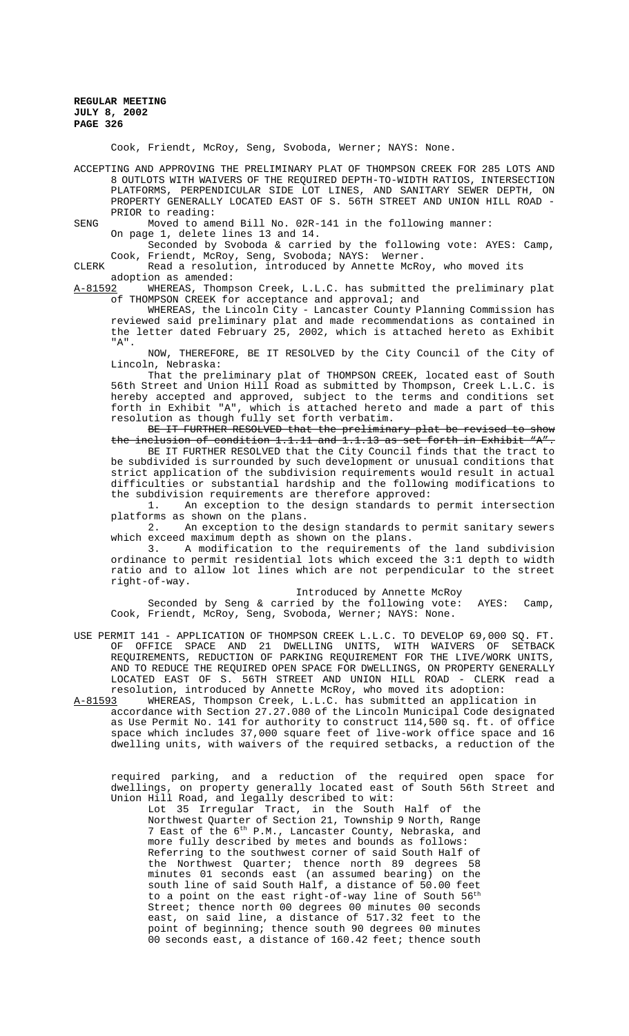Cook, Friendt, McRoy, Seng, Svoboda, Werner; NAYS: None.

ACCEPTING AND APPROVING THE PRELIMINARY PLAT OF THOMPSON CREEK FOR 285 LOTS AND 8 OUTLOTS WITH WAIVERS OF THE REQUIRED DEPTH-TO-WIDTH RATIOS, INTERSECTION PLATFORMS, PERPENDICULAR SIDE LOT LINES, AND SANITARY SEWER DEPTH, ON PROPERTY GENERALLY LOCATED EAST OF S. 56TH STREET AND UNION HILL ROAD - PRIOR to reading:

SENG Moved to amend Bill No. 02R-141 in the following manner:

On page 1, delete lines 13 and 14.

Seconded by Svoboda & carried by the following vote: AYES: Camp, Cook, Friendt, McRoy, Seng, Svoboda; NAYS: Werner.

CLERK Read a resolution, introduced by Annette McRoy, who moved its adoption as amended:

A-81592 WHEREAS, Thompson Creek, L.L.C. has submitted the preliminary plat of THOMPSON CREEK for acceptance and approval; and

WHEREAS, the Lincoln City - Lancaster County Planning Commission has reviewed said preliminary plat and made recommendations as contained in the letter dated February 25, 2002, which is attached hereto as Exhibit "A".

NOW, THEREFORE, BE IT RESOLVED by the City Council of the City of Lincoln, Nebraska:

That the preliminary plat of THOMPSON CREEK, located east of South 56th Street and Union Hill Road as submitted by Thompson, Creek L.L.C. is hereby accepted and approved, subject to the terms and conditions set forth in Exhibit "A", which is attached hereto and made a part of this resolution as though fully set forth verbatim.

~~BE IT FURTHER RESOLVED that the preliminary plat be revised to show the inclusion of condition 1.1.11 and 1.1.13 as set forth in Exhibit "A".~~

BE IT FURTHER RESOLVED that the City Council finds that the tract to be subdivided is surrounded by such development or unusual conditions that strict application of the subdivision requirements would result in actual difficulties or substantial hardship and the following modifications to the subdivision requirements are therefore approved:

1. An exception to the design standards to permit intersection platforms as shown on the plans.
2. An exception to the design standards to permit sanitary sewers which exceed maximum depth as shown on the plans.
3. A modification to the requirements of the land subdivision ordinance to permit residential lots which exceed the 3:1 depth to width ratio and to allow lot lines which are not perpendicular to the street right-of-way.

Introduced by Annette McRoy

Seconded by Seng & carried by the following vote: AYES: Camp, Cook, Friendt, McRoy, Seng, Svoboda, Werner; NAYS: None.

USE PERMIT 141 - APPLICATION OF THOMPSON CREEK L.L.C. TO DEVELOP 69,000 SQ. FT. OF OFFICE SPACE AND 21 DWELLING UNITS, WITH WAIVERS OF SETBACK REQUIREMENTS, REDUCTION OF PARKING REQUIREMENT FOR THE LIVE/WORK UNITS, AND TO REDUCE THE REQUIRED OPEN SPACE FOR DWELLINGS, ON PROPERTY GENERALLY LOCATED EAST OF S. 56TH STREET AND UNION HILL ROAD - CLERK read a resolution, introduced by Annette McRoy, who moved its adoption:

A-81593 WHEREAS, Thompson Creek, L.L.C. has submitted an application in accordance with Section 27.27.080 of the Lincoln Municipal Code designated as Use Permit No. 141 for authority to construct 114,500 sq. ft. of office space which includes 37,000 square feet of live-work office space and 16 dwelling units, with waivers of the required setbacks, a reduction of the required parking, and a reduction of the required open space for dwellings, on property generally located east of South 56th Street and Union Hill Road, and legally described to wit:

Lot 35 Irregular Tract, in the South Half of the Northwest Quarter of Section 21, Township 9 North, Range 7 East of the 6th P.M., Lancaster County, Nebraska, and more fully described by metes and bounds as follows: Referring to the southwest corner of said South Half of the Northwest Quarter; thence north 89 degrees 58 minutes 01 seconds east (an assumed bearing) on the south line of said South Half, a distance of 50.00 feet to a point on the east right-of-way line of South 56th Street; thence north 00 degrees 00 minutes 00 seconds east, on said line, a distance of 517.32 feet to the point of beginning; thence south 90 degrees 00 minutes 00 seconds east, a distance of 160.42 feet; thence south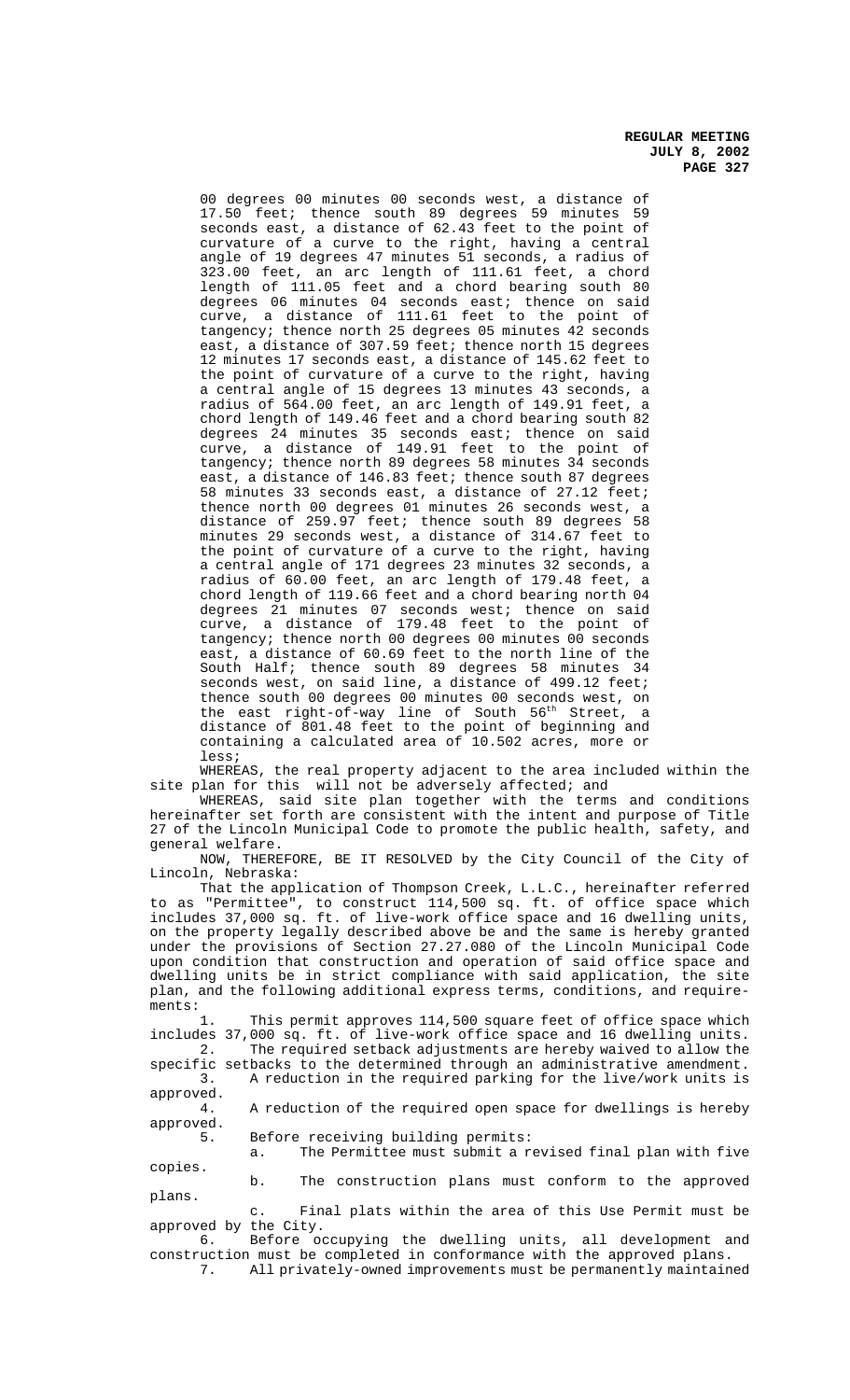00 degrees 00 minutes 00 seconds west, a distance of 17.50 feet; thence south 89 degrees 59 minutes 59 seconds east, a distance of 62.43 feet to the point of curvature of a curve to the right, having a central angle of 19 degrees 47 minutes 51 seconds, a radius of 323.00 feet, an arc length of 111.61 feet, a chord length of 111.05 feet and a chord bearing south 80 degrees 06 minutes 04 seconds east; thence on said curve, a distance of 111.61 feet to the point of tangency; thence north 25 degrees 05 minutes 42 seconds east, a distance of 307.59 feet; thence north 15 degrees 12 minutes 17 seconds east, a distance of 145.62 feet to the point of curvature of a curve to the right, having a central angle of 15 degrees 13 minutes 43 seconds, a radius of 564.00 feet, an arc length of 149.91 feet, a chord length of 149.46 feet and a chord bearing south 82 degrees 24 minutes 35 seconds east; thence on said curve, a distance of 149.91 feet to the point of tangency; thence north 89 degrees 58 minutes 34 seconds east, a distance of 146.83 feet; thence south 87 degrees 58 minutes 33 seconds east, a distance of 27.12 feet; thence north 00 degrees 01 minutes 26 seconds west, a distance of 259.97 feet; thence south 89 degrees 58 minutes 29 seconds west, a distance of 314.67 feet to the point of curvature of a curve to the right, having a central angle of 171 degrees 23 minutes 32 seconds, a radius of 60.00 feet, an arc length of 179.48 feet, a chord length of 119.66 feet and a chord bearing north 04 degrees 21 minutes 07 seconds west; thence on said curve, a distance of 179.48 feet to the point of tangency; thence north 00 degrees 00 minutes 00 seconds east, a distance of 60.69 feet to the north line of the South Half; thence south 89 degrees 58 minutes 34 seconds west, on said line, a distance of 499.12 feet; thence south 00 degrees 00 minutes 00 seconds west, on the east right-of-way line of South 56th Street, a distance of 801.48 feet to the point of beginning and containing a calculated area of 10.502 acres, more or less;

WHEREAS, the real property adjacent to the area included within the site plan for this will not be adversely affected; and

WHEREAS, said site plan together with the terms and conditions hereinafter set forth are consistent with the intent and purpose of Title 27 of the Lincoln Municipal Code to promote the public health, safety, and general welfare.

NOW, THEREFORE, BE IT RESOLVED by the City Council of the City of Lincoln, Nebraska:

That the application of Thompson Creek, L.L.C., hereinafter referred to as "Permittee", to construct 114,500 sq. ft. of office space which includes 37,000 sq. ft. of live-work office space and 16 dwelling units, on the property legally described above be and the same is hereby granted under the provisions of Section 27.27.080 of the Lincoln Municipal Code upon condition that construction and operation of said office space and dwelling units be in strict compliance with said application, the site plan, and the following additional express terms, conditions, and requirements:

1. This permit approves 114,500 square feet of office space which includes 37,000 sq. ft. of live-work office space and 16 dwelling units.
2. The required setback adjustments are hereby waived to allow the specific setbacks to the determined through an administrative amendment.
3. A reduction in the required parking for the live/work units is approved.
4. A reduction of the required open space for dwellings is hereby approved.
5. Before receiving building permits:
   a. The Permittee must submit a revised final plan with five copies.
   b. The construction plans must conform to the approved plans.
   c. Final plats within the area of this Use Permit must be approved by the City.
6. Before occupying the dwelling units, all development and construction must be completed in conformance with the approved plans.
7. All privately-owned improvements must be permanently maintained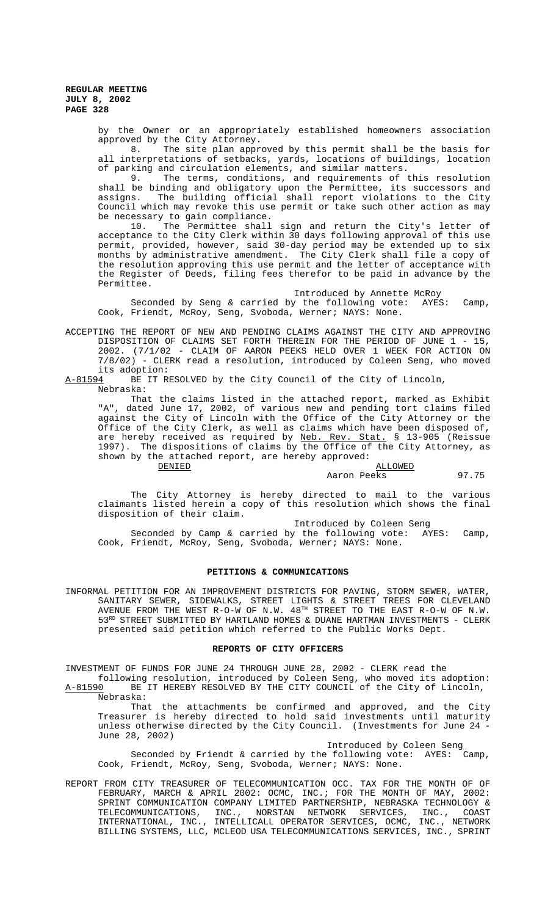by the Owner or an appropriately established homeowners association approved by the City Attorney.

8. The site plan approved by this permit shall be the basis for all interpretations of setbacks, yards, locations of buildings, location of parking and circulation elements, and similar matters.

9. The terms, conditions, and requirements of this resolution shall be binding and obligatory upon the Permittee, its successors and assigns. The building official shall report violations to the City Council which may revoke this use permit or take such other action as may be necessary to gain compliance.

10. The Permittee shall sign and return the City's letter of acceptance to the City Clerk within 30 days following approval of this use permit, provided, however, said 30-day period may be extended up to six months by administrative amendment. The City Clerk shall file a copy of the resolution approving this use permit and the letter of acceptance with the Register of Deeds, filing fees therefor to be paid in advance by the Permittee.

Introduced by Annette McRoy

Seconded by Seng & carried by the following vote: AYES: Camp, Cook, Friendt, McRoy, Seng, Svoboda, Werner; NAYS: None.

ACCEPTING THE REPORT OF NEW AND PENDING CLAIMS AGAINST THE CITY AND APPROVING DISPOSITION OF CLAIMS SET FORTH THEREIN FOR THE PERIOD OF JUNE 1 - 15, 2002. (7/1/02 - CLAIM OF AARON PEEKS HELD OVER 1 WEEK FOR ACTION ON 7/8/02) - CLERK read a resolution, introduced by Coleen Seng, who moved its adoption:

A-81594 BE IT RESOLVED by the City Council of the City of Lincoln, Nebraska:

That the claims listed in the attached report, marked as Exhibit "A", dated June 17, 2002, of various new and pending tort claims filed against the City of Lincoln with the Office of the City Attorney or the Office of the City Clerk, as well as claims which have been disposed of, are hereby received as required by Neb. Rev. Stat. § 13-905 (Reissue 1997). The dispositions of claims by the Office of the City Attorney, as shown by the attached report, are hereby approved:

| DENIED | ALLOWED | |
|---|---|---|
| | Aaron Peeks | 97.75 |

The City Attorney is hereby directed to mail to the various claimants listed herein a copy of this resolution which shows the final disposition of their claim.

Introduced by Coleen Seng

Seconded by Camp & carried by the following vote: AYES: Camp, Cook, Friendt, McRoy, Seng, Svoboda, Werner; NAYS: None.

## PETITIONS & COMMUNICATIONS

INFORMAL PETITION FOR AN IMPROVEMENT DISTRICTS FOR PAVING, STORM SEWER, WATER, SANITARY SEWER, SIDEWALKS, STREET LIGHTS & STREET TREES FOR CLEVELAND AVENUE FROM THE WEST R-O-W OF N.W. 48TH STREET TO THE EAST R-O-W OF N.W. 53RD STREET SUBMITTED BY HARTLAND HOMES & DUANE HARTMAN INVESTMENTS - CLERK presented said petition which referred to the Public Works Dept.

## REPORTS OF CITY OFFICERS

INVESTMENT OF FUNDS FOR JUNE 24 THROUGH JUNE 28, 2002 - CLERK read the following resolution, introduced by Coleen Seng, who moved its adoption:

A-81590 BE IT HEREBY RESOLVED BY THE CITY COUNCIL of the City of Lincoln, Nebraska:

That the attachments be confirmed and approved, and the City Treasurer is hereby directed to hold said investments until maturity unless otherwise directed by the City Council. (Investments for June 24 - June 28, 2002)

Introduced by Coleen Seng

Seconded by Friendt & carried by the following vote: AYES: Camp, Cook, Friendt, McRoy, Seng, Svoboda, Werner; NAYS: None.

REPORT FROM CITY TREASURER OF TELECOMMUNICATION OCC. TAX FOR THE MONTH OF OF FEBRUARY, MARCH & APRIL 2002: OCMC, INC.; FOR THE MONTH OF MAY, 2002: SPRINT COMMUNICATION COMPANY LIMITED PARTNERSHIP, NEBRASKA TECHNOLOGY & TELECOMMUNICATIONS, INC., NORSTAN NETWORK SERVICES, INC., COAST INTERNATIONAL, INC., INTELLICALL OPERATOR SERVICES, OCMC, INC., NETWORK BILLING SYSTEMS, LLC, MCLEOD USA TELECOMMUNICATIONS SERVICES, INC., SPRINT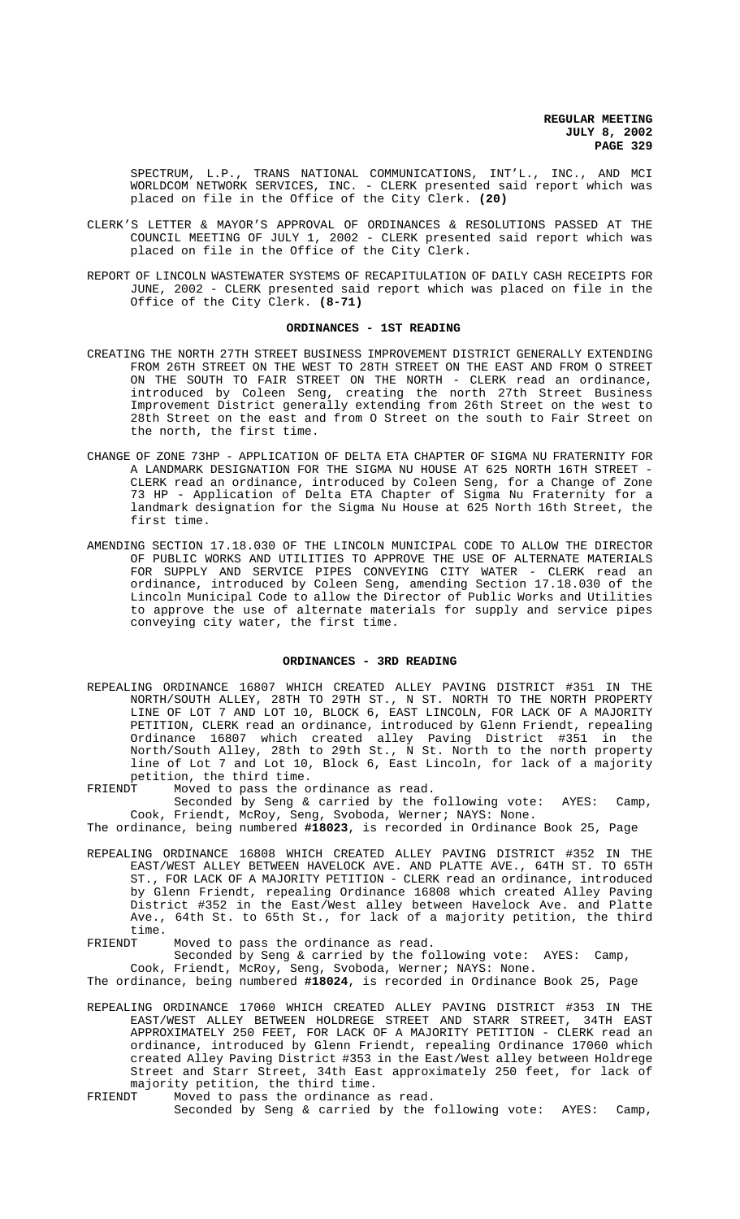SPECTRUM, L.P., TRANS NATIONAL COMMUNICATIONS, INT'L., INC., AND MCI WORLDCOM NETWORK SERVICES, INC. - CLERK presented said report which was placed on file in the Office of the City Clerk. **(20)**

CLERK'S LETTER & MAYOR'S APPROVAL OF ORDINANCES & RESOLUTIONS PASSED AT THE COUNCIL MEETING OF JULY 1, 2002 - CLERK presented said report which was placed on file in the Office of the City Clerk.

REPORT OF LINCOLN WASTEWATER SYSTEMS OF RECAPITULATION OF DAILY CASH RECEIPTS FOR JUNE, 2002 - CLERK presented said report which was placed on file in the Office of the City Clerk. **(8-71)**

## ORDINANCES - 1ST READING

CREATING THE NORTH 27TH STREET BUSINESS IMPROVEMENT DISTRICT GENERALLY EXTENDING FROM 26TH STREET ON THE WEST TO 28TH STREET ON THE EAST AND FROM O STREET ON THE SOUTH TO FAIR STREET ON THE NORTH - CLERK read an ordinance, introduced by Coleen Seng, creating the north 27th Street Business Improvement District generally extending from 26th Street on the west to 28th Street on the east and from O Street on the south to Fair Street on the north, the first time.

CHANGE OF ZONE 73HP - APPLICATION OF DELTA ETA CHAPTER OF SIGMA NU FRATERNITY FOR A LANDMARK DESIGNATION FOR THE SIGMA NU HOUSE AT 625 NORTH 16TH STREET - CLERK read an ordinance, introduced by Coleen Seng, for a Change of Zone 73 HP - Application of Delta ETA Chapter of Sigma Nu Fraternity for a landmark designation for the Sigma Nu House at 625 North 16th Street, the first time.

AMENDING SECTION 17.18.030 OF THE LINCOLN MUNICIPAL CODE TO ALLOW THE DIRECTOR OF PUBLIC WORKS AND UTILITIES TO APPROVE THE USE OF ALTERNATE MATERIALS FOR SUPPLY AND SERVICE PIPES CONVEYING CITY WATER - CLERK read an ordinance, introduced by Coleen Seng, amending Section 17.18.030 of the Lincoln Municipal Code to allow the Director of Public Works and Utilities to approve the use of alternate materials for supply and service pipes conveying city water, the first time.

## ORDINANCES - 3RD READING

REPEALING ORDINANCE 16807 WHICH CREATED ALLEY PAVING DISTRICT #351 IN THE NORTH/SOUTH ALLEY, 28TH TO 29TH ST., N ST. NORTH TO THE NORTH PROPERTY LINE OF LOT 7 AND LOT 10, BLOCK 6, EAST LINCOLN, FOR LACK OF A MAJORITY PETITION, CLERK read an ordinance, introduced by Glenn Friendt, repealing Ordinance 16807 which created alley Paving District #351 in the North/South Alley, 28th to 29th St., N St. North to the north property line of Lot 7 and Lot 10, Block 6, East Lincoln, for lack of a majority petition, the third time.

FRIENDT Moved to pass the ordinance as read.
Seconded by Seng & carried by the following vote: AYES: Camp, Cook, Friendt, McRoy, Seng, Svoboda, Werner; NAYS: None.

The ordinance, being numbered **#18023**, is recorded in Ordinance Book 25, Page

REPEALING ORDINANCE 16808 WHICH CREATED ALLEY PAVING DISTRICT #352 IN THE EAST/WEST ALLEY BETWEEN HAVELOCK AVE. AND PLATTE AVE., 64TH ST. TO 65TH ST., FOR LACK OF A MAJORITY PETITION - CLERK read an ordinance, introduced by Glenn Friendt, repealing Ordinance 16808 which created Alley Paving District #352 in the East/West alley between Havelock Ave. and Platte Ave., 64th St. to 65th St., for lack of a majority petition, the third time.

FRIENDT Moved to pass the ordinance as read.
Seconded by Seng & carried by the following vote: AYES: Camp, Cook, Friendt, McRoy, Seng, Svoboda, Werner; NAYS: None.

The ordinance, being numbered **#18024**, is recorded in Ordinance Book 25, Page

REPEALING ORDINANCE 17060 WHICH CREATED ALLEY PAVING DISTRICT #353 IN THE EAST/WEST ALLEY BETWEEN HOLDREGE STREET AND STARR STREET, 34TH EAST APPROXIMATELY 250 FEET, FOR LACK OF A MAJORITY PETITION - CLERK read an ordinance, introduced by Glenn Friendt, repealing Ordinance 17060 which created Alley Paving District #353 in the East/West alley between Holdrege Street and Starr Street, 34th East approximately 250 feet, for lack of majority petition, the third time.

FRIENDT Moved to pass the ordinance as read.
Seconded by Seng & carried by the following vote: AYES: Camp,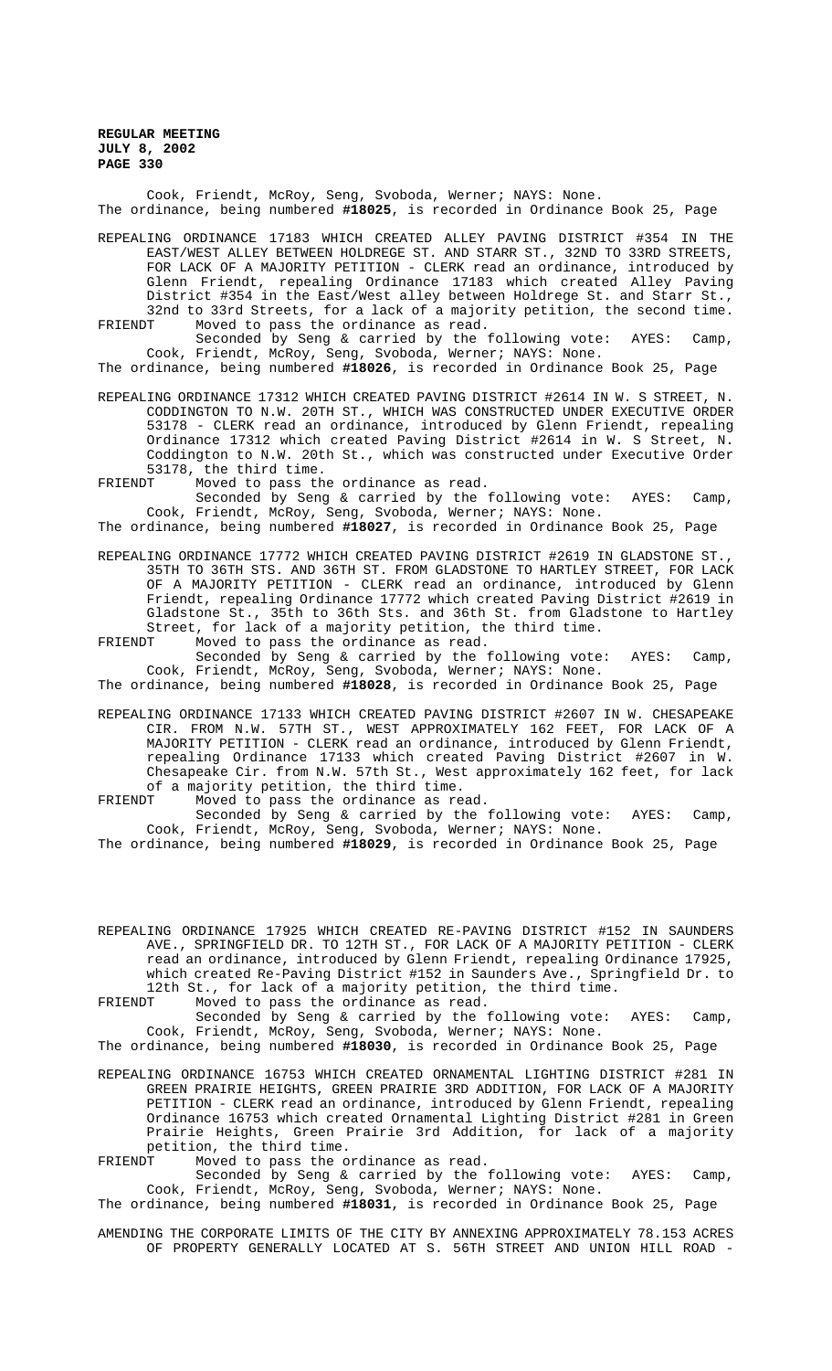Cook, Friendt, McRoy, Seng, Svoboda, Werner; NAYS: None.
The ordinance, being numbered **#18025**, is recorded in Ordinance Book 25, Page

REPEALING ORDINANCE 17183 WHICH CREATED ALLEY PAVING DISTRICT #354 IN THE EAST/WEST ALLEY BETWEEN HOLDREGE ST. AND STARR ST., 32ND TO 33RD STREETS, FOR LACK OF A MAJORITY PETITION - CLERK read an ordinance, introduced by Glenn Friendt, repealing Ordinance 17183 which created Alley Paving District #354 in the East/West alley between Holdrege St. and Starr St., 32nd to 33rd Streets, for a lack of a majority petition, the second time.

FRIENDT Moved to pass the ordinance as read.
Seconded by Seng & carried by the following vote: AYES: Camp, Cook, Friendt, McRoy, Seng, Svoboda, Werner; NAYS: None.
The ordinance, being numbered **#18026**, is recorded in Ordinance Book 25, Page

REPEALING ORDINANCE 17312 WHICH CREATED PAVING DISTRICT #2614 IN W. S STREET, N. CODDINGTON TO N.W. 20TH ST., WHICH WAS CONSTRUCTED UNDER EXECUTIVE ORDER 53178 - CLERK read an ordinance, introduced by Glenn Friendt, repealing Ordinance 17312 which created Paving District #2614 in W. S Street, N. Coddington to N.W. 20th St., which was constructed under Executive Order 53178, the third time.

FRIENDT Moved to pass the ordinance as read.
Seconded by Seng & carried by the following vote: AYES: Camp, Cook, Friendt, McRoy, Seng, Svoboda, Werner; NAYS: None.
The ordinance, being numbered **#18027**, is recorded in Ordinance Book 25, Page

REPEALING ORDINANCE 17772 WHICH CREATED PAVING DISTRICT #2619 IN GLADSTONE ST., 35TH TO 36TH STS. AND 36TH ST. FROM GLADSTONE TO HARTLEY STREET, FOR LACK OF A MAJORITY PETITION - CLERK read an ordinance, introduced by Glenn Friendt, repealing Ordinance 17772 which created Paving District #2619 in Gladstone St., 35th to 36th Sts. and 36th St. from Gladstone to Hartley Street, for lack of a majority petition, the third time.

FRIENDT Moved to pass the ordinance as read.
Seconded by Seng & carried by the following vote: AYES: Camp, Cook, Friendt, McRoy, Seng, Svoboda, Werner; NAYS: None.
The ordinance, being numbered **#18028**, is recorded in Ordinance Book 25, Page

REPEALING ORDINANCE 17133 WHICH CREATED PAVING DISTRICT #2607 IN W. CHESAPEAKE CIR. FROM N.W. 57TH ST., WEST APPROXIMATELY 162 FEET, FOR LACK OF A MAJORITY PETITION - CLERK read an ordinance, introduced by Glenn Friendt, repealing Ordinance 17133 which created Paving District #2607 in W. Chesapeake Cir. from N.W. 57th St., West approximately 162 feet, for lack of a majority petition, the third time.

FRIENDT Moved to pass the ordinance as read.
Seconded by Seng & carried by the following vote: AYES: Camp, Cook, Friendt, McRoy, Seng, Svoboda, Werner; NAYS: None.
The ordinance, being numbered **#18029**, is recorded in Ordinance Book 25, Page

REPEALING ORDINANCE 17925 WHICH CREATED RE-PAVING DISTRICT #152 IN SAUNDERS AVE., SPRINGFIELD DR. TO 12TH ST., FOR LACK OF A MAJORITY PETITION - CLERK read an ordinance, introduced by Glenn Friendt, repealing Ordinance 17925, which created Re-Paving District #152 in Saunders Ave., Springfield Dr. to 12th St., for lack of a majority petition, the third time.

FRIENDT Moved to pass the ordinance as read.
Seconded by Seng & carried by the following vote: AYES: Camp, Cook, Friendt, McRoy, Seng, Svoboda, Werner; NAYS: None.
The ordinance, being numbered **#18030**, is recorded in Ordinance Book 25, Page

REPEALING ORDINANCE 16753 WHICH CREATED ORNAMENTAL LIGHTING DISTRICT #281 IN GREEN PRAIRIE HEIGHTS, GREEN PRAIRIE 3RD ADDITION, FOR LACK OF A MAJORITY PETITION - CLERK read an ordinance, introduced by Glenn Friendt, repealing Ordinance 16753 which created Ornamental Lighting District #281 in Green Prairie Heights, Green Prairie 3rd Addition, for lack of a majority petition, the third time.

FRIENDT Moved to pass the ordinance as read.
Seconded by Seng & carried by the following vote: AYES: Camp, Cook, Friendt, McRoy, Seng, Svoboda, Werner; NAYS: None.
The ordinance, being numbered **#18031**, is recorded in Ordinance Book 25, Page

AMENDING THE CORPORATE LIMITS OF THE CITY BY ANNEXING APPROXIMATELY 78.153 ACRES OF PROPERTY GENERALLY LOCATED AT S. 56TH STREET AND UNION HILL ROAD -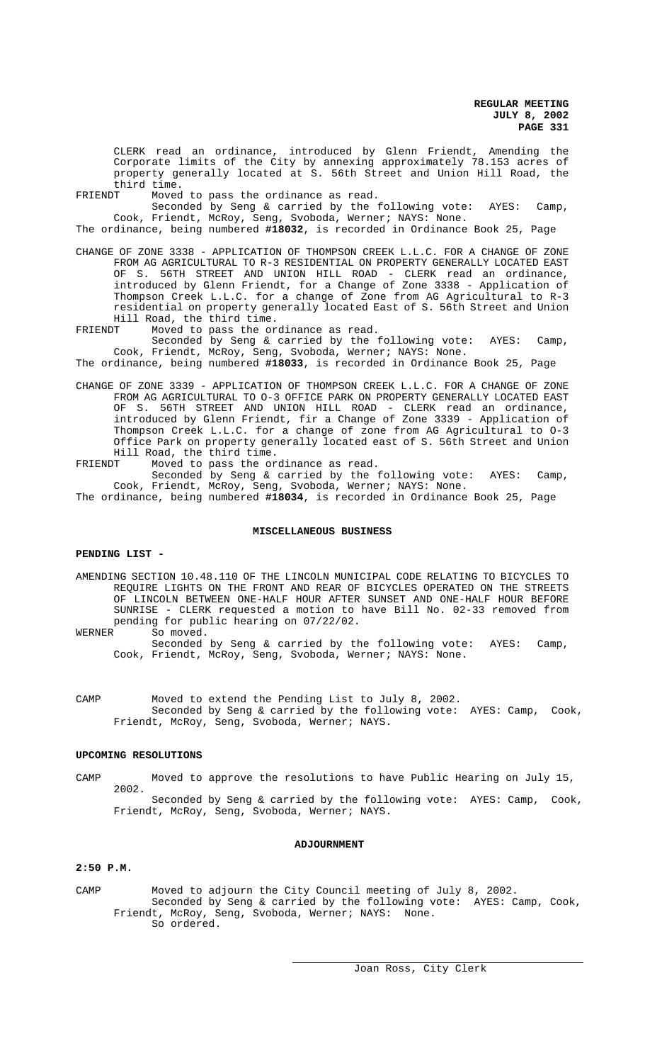CLERK read an ordinance, introduced by Glenn Friendt, Amending the Corporate limits of the City by annexing approximately 78.153 acres of property generally located at S. 56th Street and Union Hill Road, the third time.

FRIENDT Moved to pass the ordinance as read.

Seconded by Seng & carried by the following vote: AYES: Camp, Cook, Friendt, McRoy, Seng, Svoboda, Werner; NAYS: None.

The ordinance, being numbered **#18032**, is recorded in Ordinance Book 25, Page

CHANGE OF ZONE 3338 - APPLICATION OF THOMPSON CREEK L.L.C. FOR A CHANGE OF ZONE FROM AG AGRICULTURAL TO R-3 RESIDENTIAL ON PROPERTY GENERALLY LOCATED EAST OF S. 56TH STREET AND UNION HILL ROAD - CLERK read an ordinance, introduced by Glenn Friendt, for a Change of Zone 3338 - Application of Thompson Creek L.L.C. for a change of Zone from AG Agricultural to R-3 residential on property generally located East of S. 56th Street and Union Hill Road, the third time.

FRIENDT Moved to pass the ordinance as read.

Seconded by Seng & carried by the following vote: AYES: Camp, Cook, Friendt, McRoy, Seng, Svoboda, Werner; NAYS: None.

The ordinance, being numbered **#18033**, is recorded in Ordinance Book 25, Page

CHANGE OF ZONE 3339 - APPLICATION OF THOMPSON CREEK L.L.C. FOR A CHANGE OF ZONE FROM AG AGRICULTURAL TO O-3 OFFICE PARK ON PROPERTY GENERALLY LOCATED EAST OF S. 56TH STREET AND UNION HILL ROAD - CLERK read an ordinance, introduced by Glenn Friendt, fir a Change of Zone 3339 - Application of Thompson Creek L.L.C. for a change of zone from AG Agricultural to O-3 Office Park on property generally located east of S. 56th Street and Union Hill Road, the third time.

FRIENDT Moved to pass the ordinance as read.

Seconded by Seng & carried by the following vote: AYES: Camp, Cook, Friendt, McRoy, Seng, Svoboda, Werner; NAYS: None.

The ordinance, being numbered **#18034**, is recorded in Ordinance Book 25, Page

## MISCELLANEOUS BUSINESS

**PENDING LIST -**

AMENDING SECTION 10.48.110 OF THE LINCOLN MUNICIPAL CODE RELATING TO BICYCLES TO REQUIRE LIGHTS ON THE FRONT AND REAR OF BICYCLES OPERATED ON THE STREETS OF LINCOLN BETWEEN ONE-HALF HOUR AFTER SUNSET AND ONE-HALF HOUR BEFORE SUNRISE - CLERK requested a motion to have Bill No. 02-33 removed from pending for public hearing on 07/22/02.

WERNER So moved.

Seconded by Seng & carried by the following vote: AYES: Camp, Cook, Friendt, McRoy, Seng, Svoboda, Werner; NAYS: None.

CAMP Moved to extend the Pending List to July 8, 2002.

Seconded by Seng & carried by the following vote: AYES: Camp, Cook, Friendt, McRoy, Seng, Svoboda, Werner; NAYS.

**UPCOMING RESOLUTIONS**

CAMP Moved to approve the resolutions to have Public Hearing on July 15, 2002.

Seconded by Seng & carried by the following vote: AYES: Camp, Cook, Friendt, McRoy, Seng, Svoboda, Werner; NAYS.

## ADJOURNMENT

**2:50 P.M.**

CAMP Moved to adjourn the City Council meeting of July 8, 2002.

Seconded by Seng & carried by the following vote: AYES: Camp, Cook, Friendt, McRoy, Seng, Svoboda, Werner; NAYS: None.

So ordered.

Joan Ross, City Clerk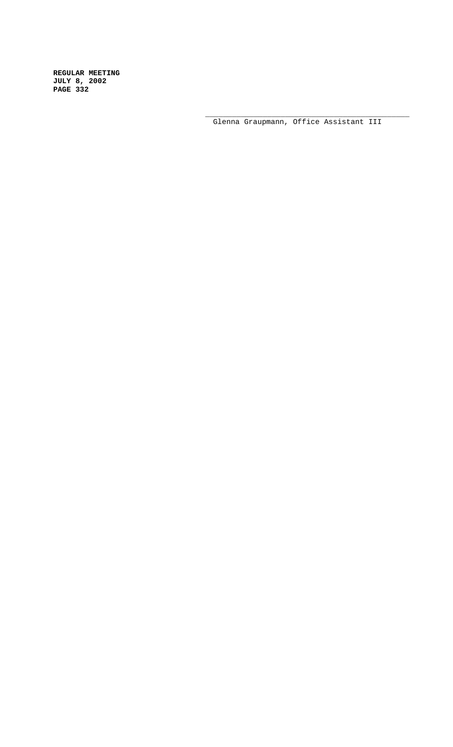\_\_\_\_\_\_\_\_\_\_\_\_\_\_\_\_\_\_\_\_\_\_\_\_\_\_\_\_\_\_\_\_\_\_\_\_\_\_\_\_\_\_\_\_

Glenna Graupmann, Office Assistant III